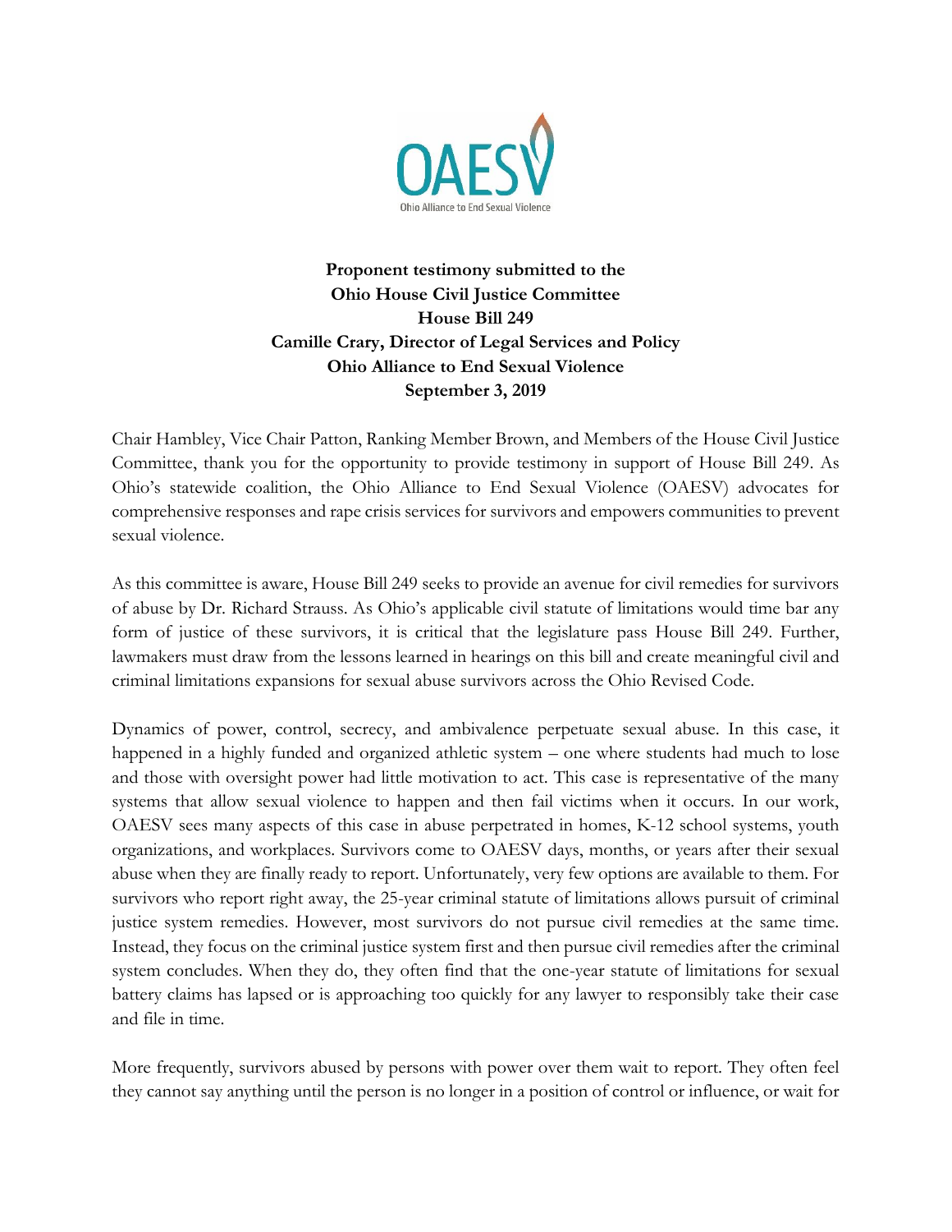OAESV

Ohio Alliance to End Sexual Violence

**Proponent testimony submitted to the**
**Ohio House Civil Justice Committee**
**House Bill 249**
**Camille Crary, Director of Legal Services and Policy**
**Ohio Alliance to End Sexual Violence**
**September 3, 2019**

Chair Hambley, Vice Chair Patton, Ranking Member Brown, and Members of the House Civil Justice Committee, thank you for the opportunity to provide testimony in support of House Bill 249. As Ohio's statewide coalition, the Ohio Alliance to End Sexual Violence (OAESV) advocates for comprehensive responses and rape crisis services for survivors and empowers communities to prevent sexual violence.

As this committee is aware, House Bill 249 seeks to provide an avenue for civil remedies for survivors of abuse by Dr. Richard Strauss. As Ohio's applicable civil statute of limitations would time bar any form of justice of these survivors, it is critical that the legislature pass House Bill 249. Further, lawmakers must draw from the lessons learned in hearings on this bill and create meaningful civil and criminal limitations expansions for sexual abuse survivors across the Ohio Revised Code.

Dynamics of power, control, secrecy, and ambivalence perpetuate sexual abuse. In this case, it happened in a highly funded and organized athletic system – one where students had much to lose and those with oversight power had little motivation to act. This case is representative of the many systems that allow sexual violence to happen and then fail victims when it occurs. In our work, OAESV sees many aspects of this case in abuse perpetrated in homes, K-12 school systems, youth organizations, and workplaces. Survivors come to OAESV days, months, or years after their sexual abuse when they are finally ready to report. Unfortunately, very few options are available to them. For survivors who report right away, the 25-year criminal statute of limitations allows pursuit of criminal justice system remedies. However, most survivors do not pursue civil remedies at the same time. Instead, they focus on the criminal justice system first and then pursue civil remedies after the criminal system concludes. When they do, they often find that the one-year statute of limitations for sexual battery claims has lapsed or is approaching too quickly for any lawyer to responsibly take their case and file in time.

More frequently, survivors abused by persons with power over them wait to report. They often feel they cannot say anything until the person is no longer in a position of control or influence, or wait for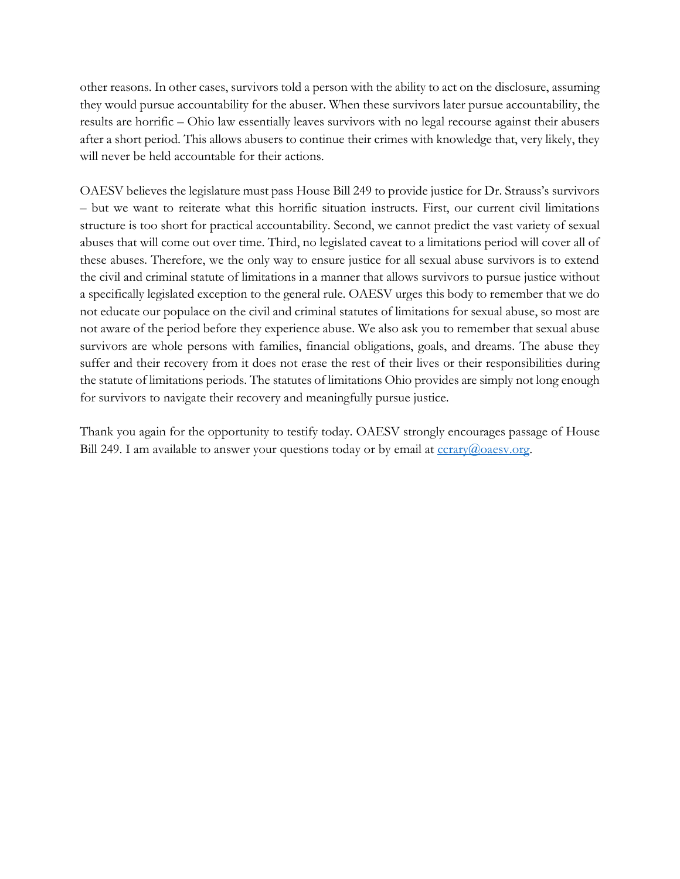other reasons. In other cases, survivors told a person with the ability to act on the disclosure, assuming they would pursue accountability for the abuser. When these survivors later pursue accountability, the results are horrific – Ohio law essentially leaves survivors with no legal recourse against their abusers after a short period. This allows abusers to continue their crimes with knowledge that, very likely, they will never be held accountable for their actions.

OAESV believes the legislature must pass House Bill 249 to provide justice for Dr. Strauss's survivors – but we want to reiterate what this horrific situation instructs. First, our current civil limitations structure is too short for practical accountability. Second, we cannot predict the vast variety of sexual abuses that will come out over time. Third, no legislated caveat to a limitations period will cover all of these abuses. Therefore, we the only way to ensure justice for all sexual abuse survivors is to extend the civil and criminal statute of limitations in a manner that allows survivors to pursue justice without a specifically legislated exception to the general rule. OAESV urges this body to remember that we do not educate our populace on the civil and criminal statutes of limitations for sexual abuse, so most are not aware of the period before they experience abuse. We also ask you to remember that sexual abuse survivors are whole persons with families, financial obligations, goals, and dreams. The abuse they suffer and their recovery from it does not erase the rest of their lives or their responsibilities during the statute of limitations periods. The statutes of limitations Ohio provides are simply not long enough for survivors to navigate their recovery and meaningfully pursue justice.

Thank you again for the opportunity to testify today. OAESV strongly encourages passage of House Bill 249. I am available to answer your questions today or by email at ccrary@oaesv.org.